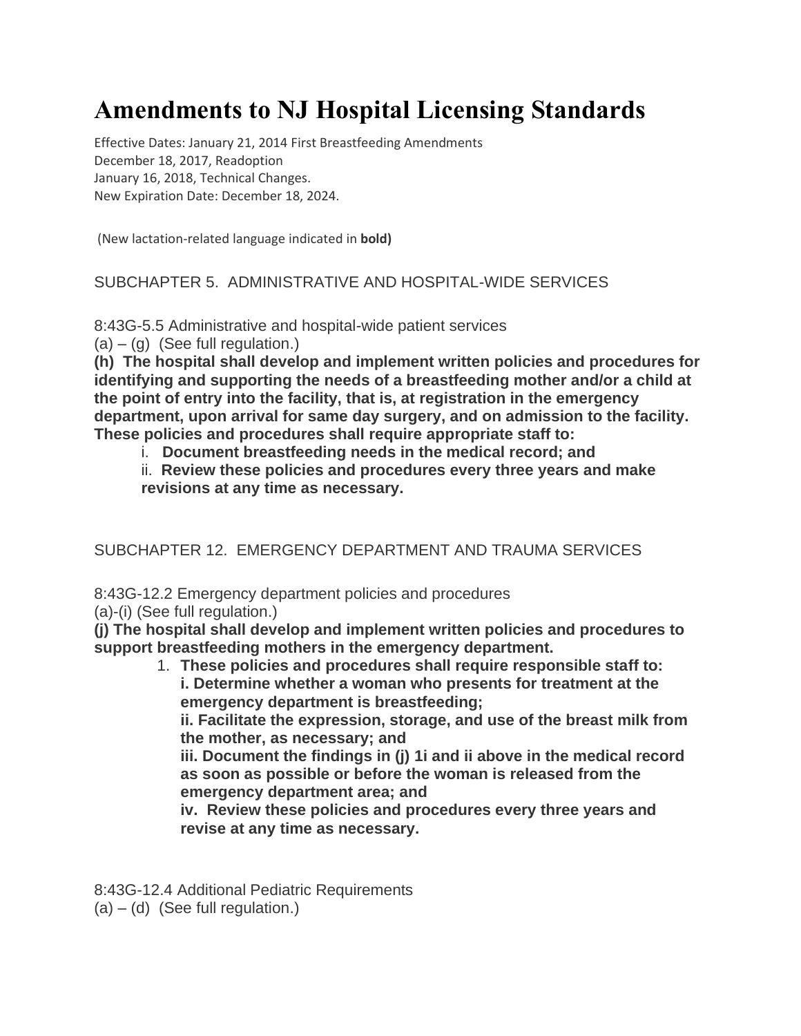# Amendments to NJ Hospital Licensing Standards

Effective Dates: January 21, 2014 First Breastfeeding Amendments
December 18, 2017, Readoption
January 16, 2018, Technical Changes.
New Expiration Date: December 18, 2024.

(New lactation-related language indicated in **bold)**

## SUBCHAPTER 5. ADMINISTRATIVE AND HOSPITAL-WIDE SERVICES

8:43G-5.5 Administrative and hospital-wide patient services
(a) – (g) (See full regulation.)
**(h) The hospital shall develop and implement written policies and procedures for identifying and supporting the needs of a breastfeeding mother and/or a child at the point of entry into the facility, that is, at registration in the emergency department, upon arrival for same day surgery, and on admission to the facility. These policies and procedures shall require appropriate staff to:**

i. **Document breastfeeding needs in the medical record; and**
ii. **Review these policies and procedures every three years and make revisions at any time as necessary.**

## SUBCHAPTER 12. EMERGENCY DEPARTMENT AND TRAUMA SERVICES

8:43G-12.2 Emergency department policies and procedures
(a)-(i) (See full regulation.)
**(j) The hospital shall develop and implement written policies and procedures to support breastfeeding mothers in the emergency department.**

1. **These policies and procedures shall require responsible staff to:**
   **i. Determine whether a woman who presents for treatment at the emergency department is breastfeeding;**
   **ii. Facilitate the expression, storage, and use of the breast milk from the mother, as necessary; and**
   **iii. Document the findings in (j) 1i and ii above in the medical record as soon as possible or before the woman is released from the emergency department area; and**
   **iv. Review these policies and procedures every three years and revise at any time as necessary.**

8:43G-12.4 Additional Pediatric Requirements
(a) – (d) (See full regulation.)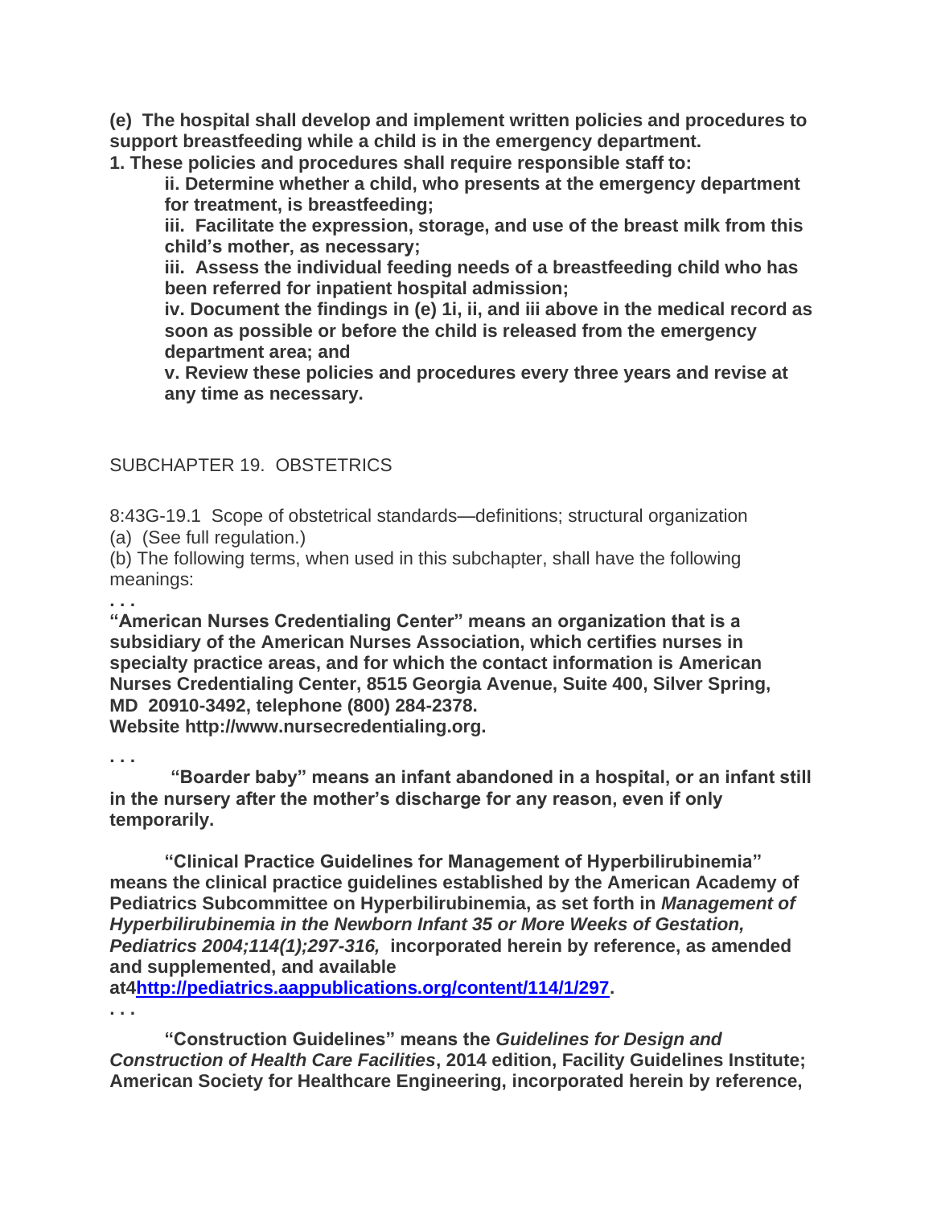**(e) The hospital shall develop and implement written policies and procedures to support breastfeeding while a child is in the emergency department.**

**1. These policies and procedures shall require responsible staff to:**

> **ii. Determine whether a child, who presents at the emergency department for treatment, is breastfeeding;**
>
> **iii. Facilitate the expression, storage, and use of the breast milk from this child's mother, as necessary;**
>
> **iii. Assess the individual feeding needs of a breastfeeding child who has been referred for inpatient hospital admission;**
>
> **iv. Document the findings in (e) 1i, ii, and iii above in the medical record as soon as possible or before the child is released from the emergency department area; and**
>
> **v. Review these policies and procedures every three years and revise at any time as necessary.**

SUBCHAPTER 19. OBSTETRICS

8:43G-19.1 Scope of obstetrical standards—definitions; structural organization

(a) (See full regulation.)

(b) The following terms, when used in this subchapter, shall have the following meanings:

**. . .**

**"American Nurses Credentialing Center" means an organization that is a subsidiary of the American Nurses Association, which certifies nurses in specialty practice areas, and for which the contact information is American Nurses Credentialing Center, 8515 Georgia Avenue, Suite 400, Silver Spring, MD 20910-3492, telephone (800) 284-2378.**

**Website http://www.nursecredentialing.org.**

**. . .**

**"Boarder baby" means an infant abandoned in a hospital, or an infant still in the nursery after the mother's discharge for any reason, even if only temporarily.**

**"Clinical Practice Guidelines for Management of Hyperbilirubinemia" means the clinical practice guidelines established by the American Academy of Pediatrics Subcommittee on Hyperbilirubinemia, as set forth in *Management of Hyperbilirubinemia in the Newborn Infant 35 or More Weeks of Gestation, Pediatrics 2004;114(1);297-316,* incorporated herein by reference, as amended and supplemented, and available at4http://pediatrics.aappublications.org/content/114/1/297.**

**. . .**

**"Construction Guidelines" means the *Guidelines for Design and Construction of Health Care Facilities*, 2014 edition, Facility Guidelines Institute; American Society for Healthcare Engineering, incorporated herein by reference,**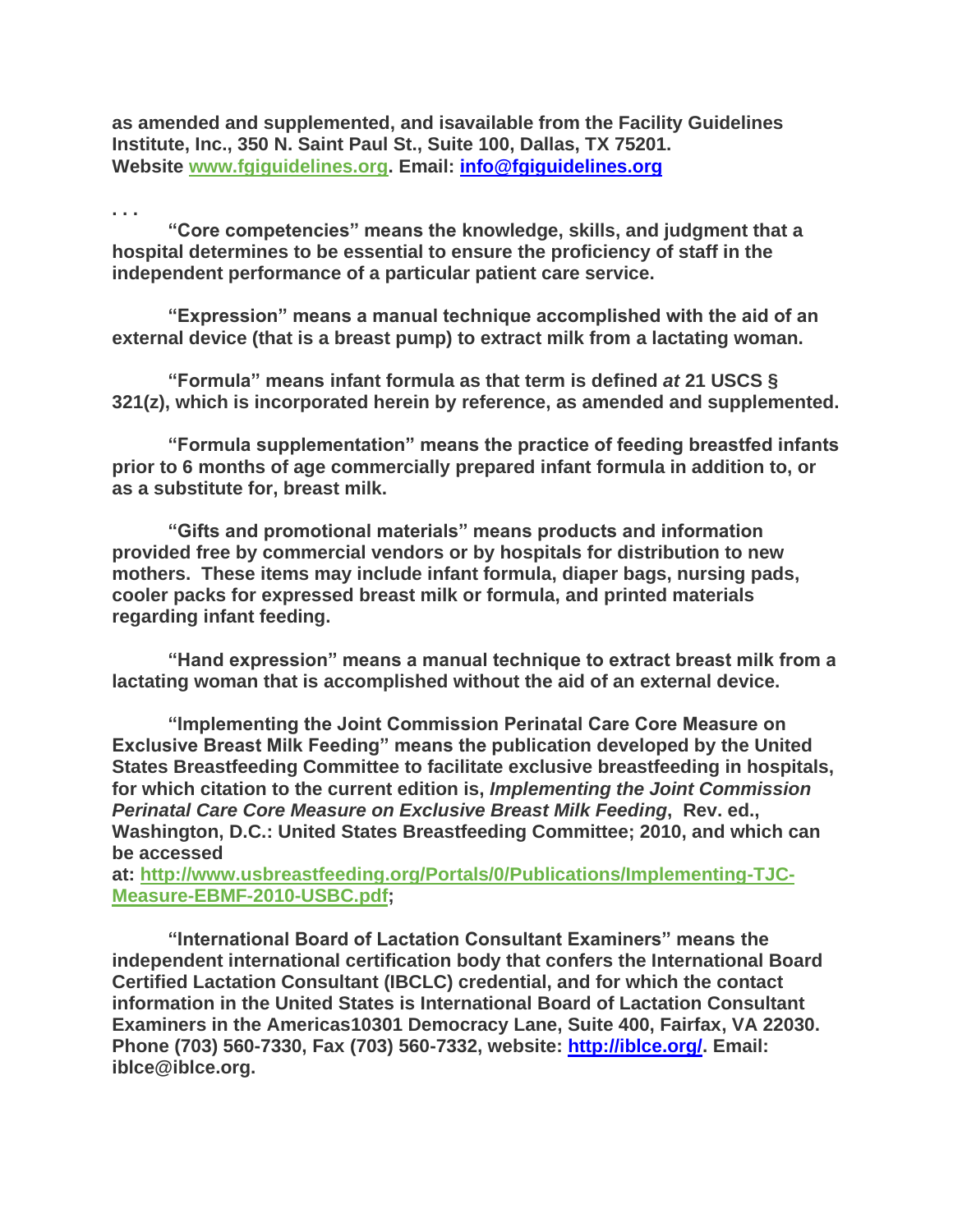**as amended and supplemented, and isavailable from the Facility Guidelines Institute, Inc., 350 N. Saint Paul St., Suite 100, Dallas, TX 75201. Website [www.fgiguidelines.org](www.fgiguidelines.org). Email: [info@fgiguidelines.org](mailto:info@fgiguidelines.org)**

**. . .**

**"Core competencies" means the knowledge, skills, and judgment that a hospital determines to be essential to ensure the proficiency of staff in the independent performance of a particular patient care service.**

**"Expression" means a manual technique accomplished with the aid of an external device (that is a breast pump) to extract milk from a lactating woman.**

**"Formula" means infant formula as that term is defined *at* 21 USCS § 321(z), which is incorporated herein by reference, as amended and supplemented.**

**"Formula supplementation" means the practice of feeding breastfed infants prior to 6 months of age commercially prepared infant formula in addition to, or as a substitute for, breast milk.**

**"Gifts and promotional materials" means products and information provided free by commercial vendors or by hospitals for distribution to new mothers. These items may include infant formula, diaper bags, nursing pads, cooler packs for expressed breast milk or formula, and printed materials regarding infant feeding.**

**"Hand expression" means a manual technique to extract breast milk from a lactating woman that is accomplished without the aid of an external device.**

**"Implementing the Joint Commission Perinatal Care Core Measure on Exclusive Breast Milk Feeding" means the publication developed by the United States Breastfeeding Committee to facilitate exclusive breastfeeding in hospitals, for which citation to the current edition is, *Implementing the Joint Commission Perinatal Care Core Measure on Exclusive Breast Milk Feeding*, Rev. ed., Washington, D.C.: United States Breastfeeding Committee; 2010, and which can be accessed at: [http://www.usbreastfeeding.org/Portals/0/Publications/Implementing-TJC-Measure-EBMF-2010-USBC.pdf](http://www.usbreastfeeding.org/Portals/0/Publications/Implementing-TJC-Measure-EBMF-2010-USBC.pdf);**

**"International Board of Lactation Consultant Examiners" means the independent international certification body that confers the International Board Certified Lactation Consultant (IBCLC) credential, and for which the contact information in the United States is International Board of Lactation Consultant Examiners in the Americas10301 Democracy Lane, Suite 400, Fairfax, VA 22030. Phone (703) 560-7330, Fax (703) 560-7332, website: [http://iblce.org/](http://iblce.org/). Email: iblce@iblce.org.**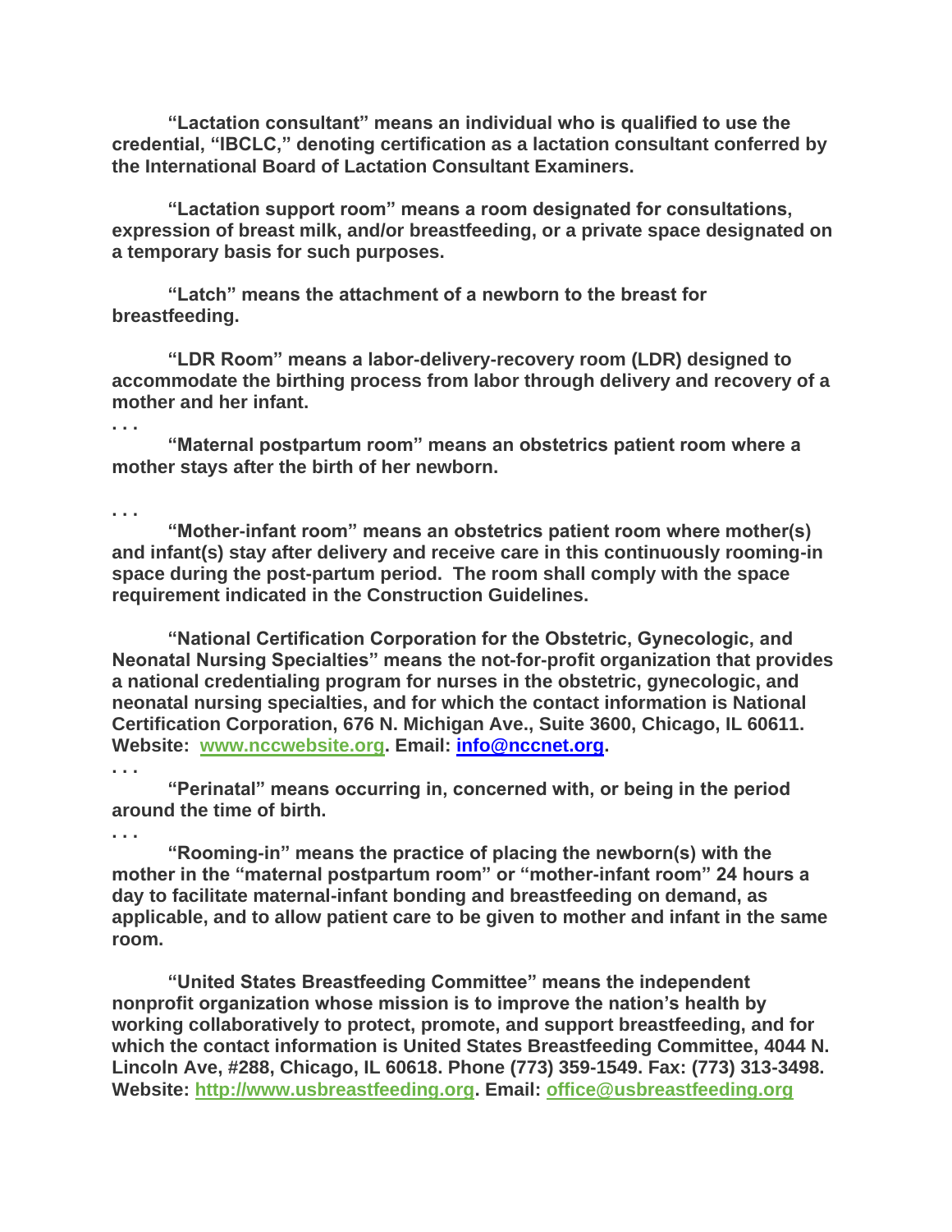**"Lactation consultant" means an individual who is qualified to use the credential, "IBCLC," denoting certification as a lactation consultant conferred by the International Board of Lactation Consultant Examiners.**

**"Lactation support room" means a room designated for consultations, expression of breast milk, and/or breastfeeding, or a private space designated on a temporary basis for such purposes.**

**"Latch" means the attachment of a newborn to the breast for breastfeeding.**

**"LDR Room" means a labor-delivery-recovery room (LDR) designed to accommodate the birthing process from labor through delivery and recovery of a mother and her infant.**

**. . .**

**"Maternal postpartum room" means an obstetrics patient room where a mother stays after the birth of her newborn.**

**. . .**

**"Mother-infant room" means an obstetrics patient room where mother(s) and infant(s) stay after delivery and receive care in this continuously rooming-in space during the post-partum period. The room shall comply with the space requirement indicated in the Construction Guidelines.**

**"National Certification Corporation for the Obstetric, Gynecologic, and Neonatal Nursing Specialties" means the not-for-profit organization that provides a national credentialing program for nurses in the obstetric, gynecologic, and neonatal nursing specialties, and for which the contact information is National Certification Corporation, 676 N. Michigan Ave., Suite 3600, Chicago, IL 60611. Website: [www.nccwebsite.org](www.nccwebsite.org). Email: [info@nccnet.org](mailto:info@nccnet.org).**

**. . .**

**"Perinatal" means occurring in, concerned with, or being in the period around the time of birth.**

**. . .**

**"Rooming-in" means the practice of placing the newborn(s) with the mother in the "maternal postpartum room" or "mother-infant room" 24 hours a day to facilitate maternal-infant bonding and breastfeeding on demand, as applicable, and to allow patient care to be given to mother and infant in the same room.**

**"United States Breastfeeding Committee" means the independent nonprofit organization whose mission is to improve the nation's health by working collaboratively to protect, promote, and support breastfeeding, and for which the contact information is United States Breastfeeding Committee, 4044 N. Lincoln Ave, #288, Chicago, IL 60618. Phone (773) 359-1549. Fax: (773) 313-3498. Website: [http://www.usbreastfeeding.org](http://www.usbreastfeeding.org). Email: [office@usbreastfeeding.org](mailto:office@usbreastfeeding.org)**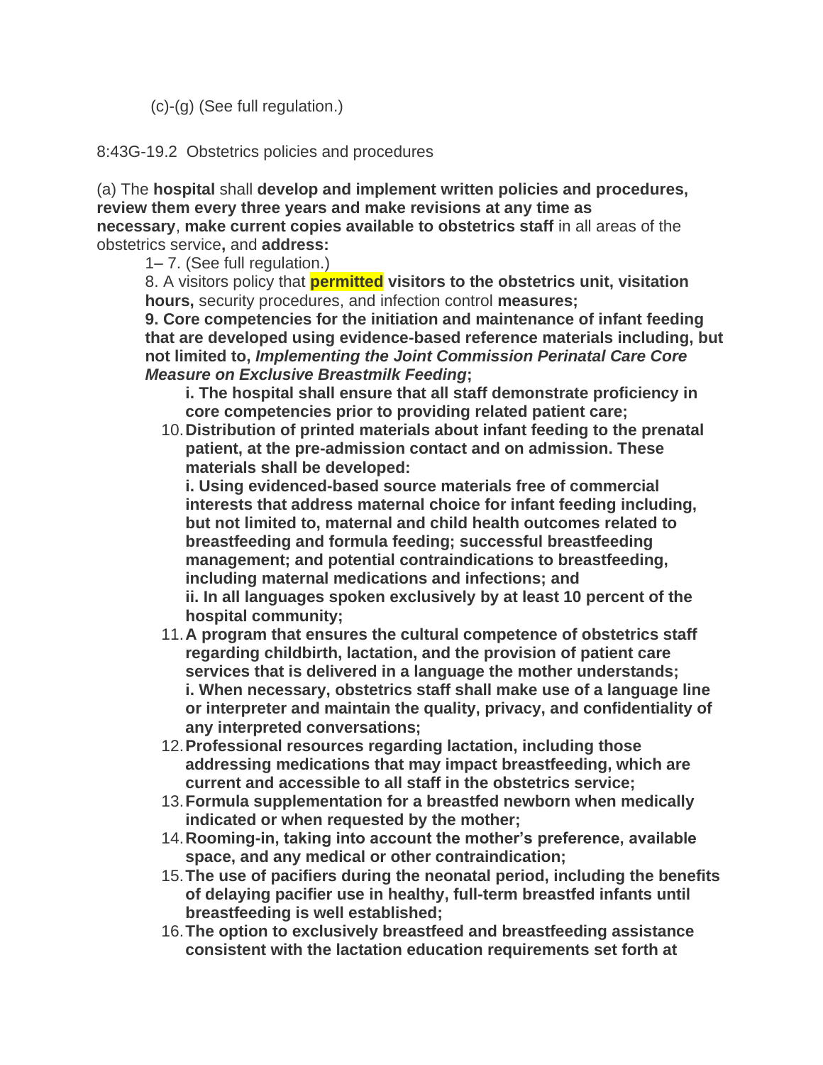(c)-(g) (See full regulation.)

8:43G-19.2 Obstetrics policies and procedures

(a) The **hospital** shall **develop and implement written policies and procedures, review them every three years and make revisions at any time as necessary**, **make current copies available to obstetrics staff** in all areas of the obstetrics service**,** and **address:**

1– 7. (See full regulation.)

8. A visitors policy that **permitted visitors to the obstetrics unit, visitation hours,** security procedures, and infection control **measures;**

**9. Core competencies for the initiation and maintenance of infant feeding that are developed using evidence-based reference materials including, but not limited to, *Implementing the Joint Commission Perinatal Care Core Measure on Exclusive Breastmilk Feeding*;**

**i. The hospital shall ensure that all staff demonstrate proficiency in core competencies prior to providing related patient care;**

10. **Distribution of printed materials about infant feeding to the prenatal patient, at the pre-admission contact and on admission. These materials shall be developed:**

**i. Using evidenced-based source materials free of commercial interests that address maternal choice for infant feeding including, but not limited to, maternal and child health outcomes related to breastfeeding and formula feeding; successful breastfeeding management; and potential contraindications to breastfeeding, including maternal medications and infections; and**

**ii. In all languages spoken exclusively by at least 10 percent of the hospital community;**

11. **A program that ensures the cultural competence of obstetrics staff regarding childbirth, lactation, and the provision of patient care services that is delivered in a language the mother understands;**

**i. When necessary, obstetrics staff shall make use of a language line or interpreter and maintain the quality, privacy, and confidentiality of any interpreted conversations;**

12. **Professional resources regarding lactation, including those addressing medications that may impact breastfeeding, which are current and accessible to all staff in the obstetrics service;**

13. **Formula supplementation for a breastfed newborn when medically indicated or when requested by the mother;**

14. **Rooming-in, taking into account the mother's preference, available space, and any medical or other contraindication;**

15. **The use of pacifiers during the neonatal period, including the benefits of delaying pacifier use in healthy, full-term breastfed infants until breastfeeding is well established;**

16. **The option to exclusively breastfeed and breastfeeding assistance consistent with the lactation education requirements set forth at**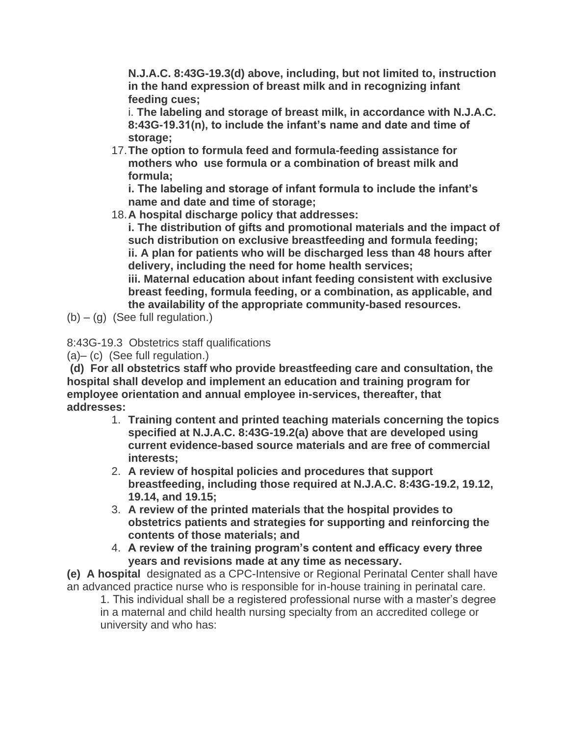**N.J.A.C. 8:43G-19.3(d) above, including, but not limited to, instruction in the hand expression of breast milk and in recognizing infant feeding cues;**

i. **The labeling and storage of breast milk, in accordance with N.J.A.C. 8:43G-19.31(n), to include the infant's name and date and time of storage;**

17. **The option to formula feed and formula-feeding assistance for mothers who use formula or a combination of breast milk and formula;**

    **i. The labeling and storage of infant formula to include the infant's name and date and time of storage;**

18. **A hospital discharge policy that addresses:**

    **i. The distribution of gifts and promotional materials and the impact of such distribution on exclusive breastfeeding and formula feeding;**

    **ii. A plan for patients who will be discharged less than 48 hours after delivery, including the need for home health services;**

    **iii. Maternal education about infant feeding consistent with exclusive breast feeding, formula feeding, or a combination, as applicable, and the availability of the appropriate community-based resources.**

(b) – (g) (See full regulation.)

8:43G-19.3 Obstetrics staff qualifications

(a)– (c) (See full regulation.)

**(d) For all obstetrics staff who provide breastfeeding care and consultation, the hospital shall develop and implement an education and training program for employee orientation and annual employee in-services, thereafter, that addresses:**

1. **Training content and printed teaching materials concerning the topics specified at N.J.A.C. 8:43G-19.2(a) above that are developed using current evidence-based source materials and are free of commercial interests;**
2. **A review of hospital policies and procedures that support breastfeeding, including those required at N.J.A.C. 8:43G-19.2, 19.12, 19.14, and 19.15;**
3. **A review of the printed materials that the hospital provides to obstetrics patients and strategies for supporting and reinforcing the contents of those materials; and**
4. **A review of the training program's content and efficacy every three years and revisions made at any time as necessary.**

**(e) A hospital** designated as a CPC-Intensive or Regional Perinatal Center shall have an advanced practice nurse who is responsible for in-house training in perinatal care.

1. This individual shall be a registered professional nurse with a master's degree in a maternal and child health nursing specialty from an accredited college or university and who has: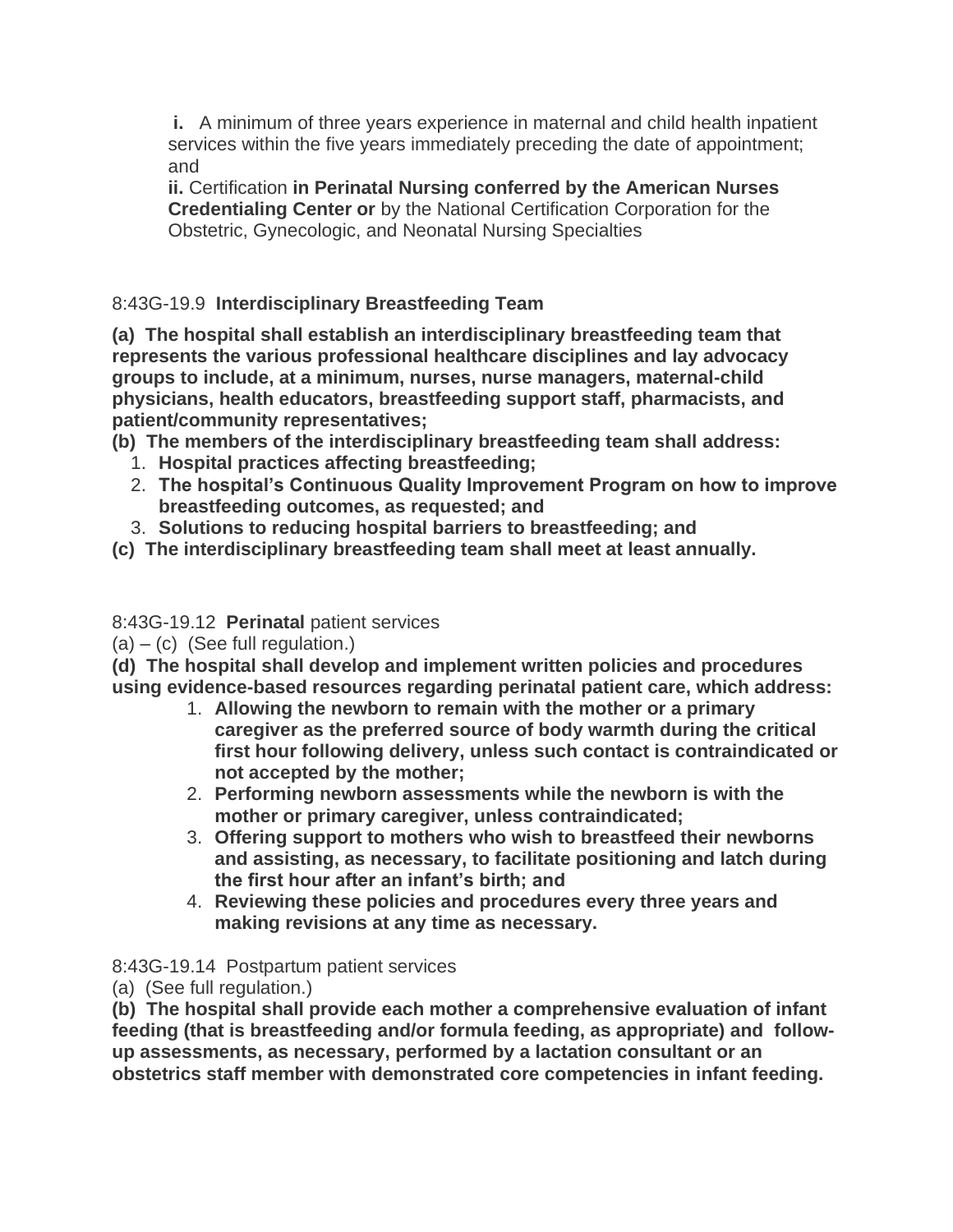**i.** A minimum of three years experience in maternal and child health inpatient services within the five years immediately preceding the date of appointment; and

**ii.** Certification **in Perinatal Nursing conferred by the American Nurses Credentialing Center or** by the National Certification Corporation for the Obstetric, Gynecologic, and Neonatal Nursing Specialties

8:43G-19.9 **Interdisciplinary Breastfeeding Team**

**(a) The hospital shall establish an interdisciplinary breastfeeding team that represents the various professional healthcare disciplines and lay advocacy groups to include, at a minimum, nurses, nurse managers, maternal-child physicians, health educators, breastfeeding support staff, pharmacists, and patient/community representatives;**

**(b) The members of the interdisciplinary breastfeeding team shall address:**

1. **Hospital practices affecting breastfeeding;**
2. **The hospital's Continuous Quality Improvement Program on how to improve breastfeeding outcomes, as requested; and**
3. **Solutions to reducing hospital barriers to breastfeeding; and**

**(c) The interdisciplinary breastfeeding team shall meet at least annually.**

8:43G-19.12 **Perinatal** patient services

(a) – (c) (See full regulation.)

**(d) The hospital shall develop and implement written policies and procedures using evidence-based resources regarding perinatal patient care, which address:**

1. **Allowing the newborn to remain with the mother or a primary caregiver as the preferred source of body warmth during the critical first hour following delivery, unless such contact is contraindicated or not accepted by the mother;**
2. **Performing newborn assessments while the newborn is with the mother or primary caregiver, unless contraindicated;**
3. **Offering support to mothers who wish to breastfeed their newborns and assisting, as necessary, to facilitate positioning and latch during the first hour after an infant's birth; and**
4. **Reviewing these policies and procedures every three years and making revisions at any time as necessary.**

8:43G-19.14 Postpartum patient services

(a) (See full regulation.)

**(b) The hospital shall provide each mother a comprehensive evaluation of infant feeding (that is breastfeeding and/or formula feeding, as appropriate) and follow-up assessments, as necessary, performed by a lactation consultant or an obstetrics staff member with demonstrated core competencies in infant feeding.**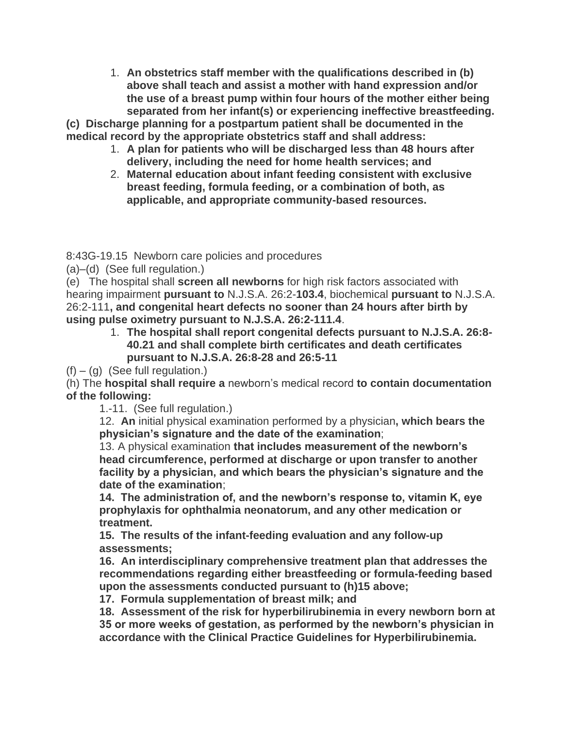1. **An obstetrics staff member with the qualifications described in (b) above shall teach and assist a mother with hand expression and/or the use of a breast pump within four hours of the mother either being separated from her infant(s) or experiencing ineffective breastfeeding.**

**(c) Discharge planning for a postpartum patient shall be documented in the medical record by the appropriate obstetrics staff and shall address:**

1. **A plan for patients who will be discharged less than 48 hours after delivery, including the need for home health services; and**
2. **Maternal education about infant feeding consistent with exclusive breast feeding, formula feeding, or a combination of both, as applicable, and appropriate community-based resources.**

8:43G-19.15 Newborn care policies and procedures

(a)–(d) (See full regulation.)

(e) The hospital shall **screen all newborns** for high risk factors associated with hearing impairment **pursuant to** N.J.S.A. 26:2-**103.4**, biochemical **pursuant to** N.J.S.A. 26:2-111**, and congenital heart defects no sooner than 24 hours after birth by using pulse oximetry pursuant to N.J.S.A. 26:2-111.4**.

1. **The hospital shall report congenital defects pursuant to N.J.S.A. 26:8-40.21 and shall complete birth certificates and death certificates pursuant to N.J.S.A. 26:8-28 and 26:5-11**

(f) – (g) (See full regulation.)

(h) The **hospital shall require a** newborn's medical record **to contain documentation of the following:**

1.-11. (See full regulation.)

12. **An** initial physical examination performed by a physician**, which bears the physician's signature and the date of the examination**;

13. A physical examination **that includes measurement of the newborn's head circumference, performed at discharge or upon transfer to another facility by a physician, and which bears the physician's signature and the date of the examination**;

14. **The administration of, and the newborn's response to, vitamin K, eye prophylaxis for ophthalmia neonatorum, and any other medication or treatment.**

15. **The results of the infant-feeding evaluation and any follow-up assessments;**

16. **An interdisciplinary comprehensive treatment plan that addresses the recommendations regarding either breastfeeding or formula-feeding based upon the assessments conducted pursuant to (h)15 above;**

17. **Formula supplementation of breast milk; and**

18. **Assessment of the risk for hyperbilirubinemia in every newborn born at 35 or more weeks of gestation, as performed by the newborn's physician in accordance with the Clinical Practice Guidelines for Hyperbilirubinemia.**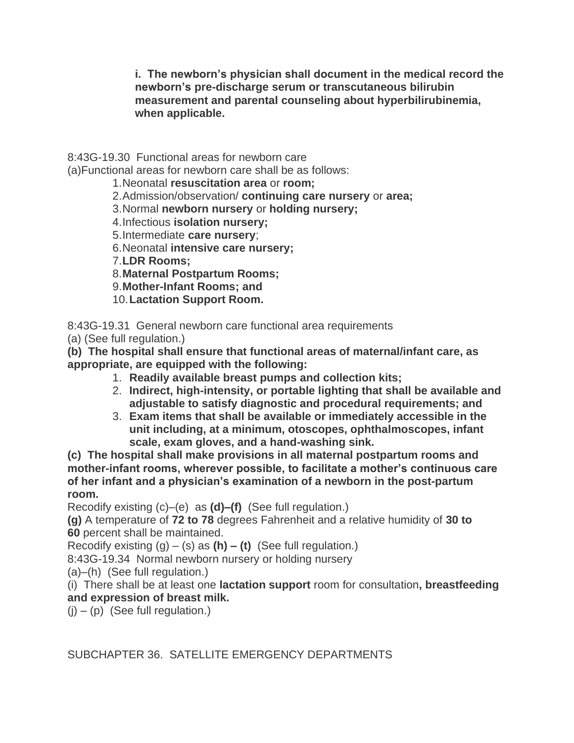**i. The newborn's physician shall document in the medical record the newborn's pre-discharge serum or transcutaneous bilirubin measurement and parental counseling about hyperbilirubinemia, when applicable.**

8:43G-19.30 Functional areas for newborn care

(a)Functional areas for newborn care shall be as follows:

1. Neonatal **resuscitation area** or **room;**
2. Admission/observation/ **continuing care nursery** or **area;**
3. Normal **newborn nursery** or **holding nursery;**
4. Infectious **isolation nursery;**
5. Intermediate **care nursery**;
6. Neonatal **intensive care nursery;**
7. **LDR Rooms;**
8. **Maternal Postpartum Rooms;**
9. **Mother-Infant Rooms; and**
10. **Lactation Support Room.**

8:43G-19.31 General newborn care functional area requirements

(a) (See full regulation.)

**(b) The hospital shall ensure that functional areas of maternal/infant care, as appropriate, are equipped with the following:**

1. **Readily available breast pumps and collection kits;**
2. **Indirect, high-intensity, or portable lighting that shall be available and adjustable to satisfy diagnostic and procedural requirements; and**
3. **Exam items that shall be available or immediately accessible in the unit including, at a minimum, otoscopes, ophthalmoscopes, infant scale, exam gloves, and a hand-washing sink.**

**(c) The hospital shall make provisions in all maternal postpartum rooms and mother-infant rooms, wherever possible, to facilitate a mother's continuous care of her infant and a physician's examination of a newborn in the post-partum room.**

Recodify existing (c)–(e) as **(d)–(f)** (See full regulation.)

**(g)** A temperature of **72 to 78** degrees Fahrenheit and a relative humidity of **30 to 60** percent shall be maintained.

Recodify existing (g) – (s) as **(h) – (t)** (See full regulation.)

8:43G-19.34 Normal newborn nursery or holding nursery

(a)–(h) (See full regulation.)

(i) There shall be at least one **lactation support** room for consultation**, breastfeeding and expression of breast milk.**

(j) – (p) (See full regulation.)

SUBCHAPTER 36. SATELLITE EMERGENCY DEPARTMENTS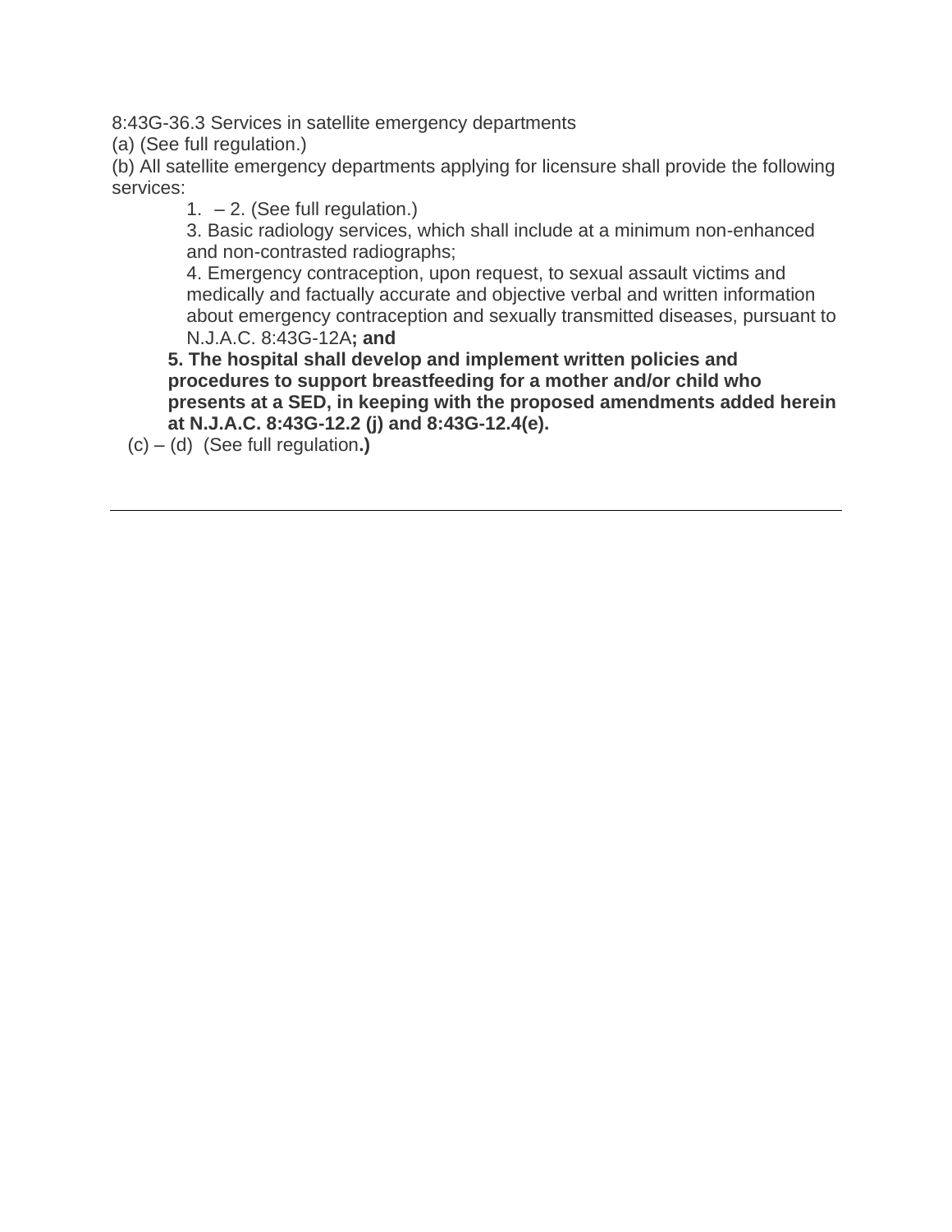8:43G-36.3 Services in satellite emergency departments

(a) (See full regulation.)

(b) All satellite emergency departments applying for licensure shall provide the following services:

1. – 2. (See full regulation.)

3. Basic radiology services, which shall include at a minimum non-enhanced and non-contrasted radiographs;

4. Emergency contraception, upon request, to sexual assault victims and medically and factually accurate and objective verbal and written information about emergency contraception and sexually transmitted diseases, pursuant to N.J.A.C. 8:43G-12A**; and**

**5. The hospital shall develop and implement written policies and procedures to support breastfeeding for a mother and/or child who presents at a SED, in keeping with the proposed amendments added herein at N.J.A.C. 8:43G-12.2 (j) and 8:43G-12.4(e).**

(c) – (d) (See full regulation**.)**